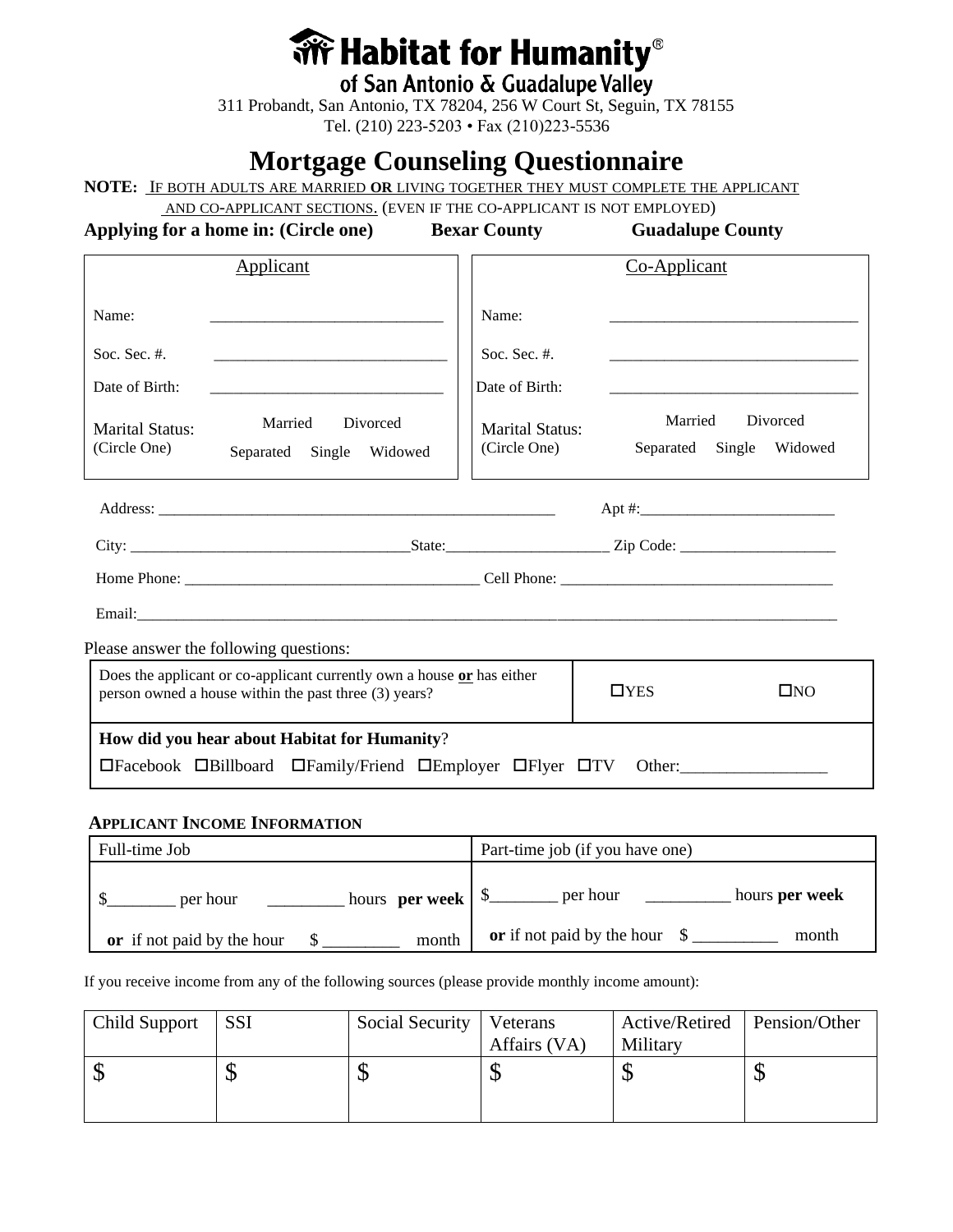# Habitat for Humanity®

### of San Antonio & Guadalupe Valley

311 Probandt, San Antonio, TX 78204, 256 W Court St, Seguin, TX 78155
Tel. (210) 223-5203 • Fax (210)223-5536

# Mortgage Counseling Questionnaire

**NOTE:** IF BOTH ADULTS ARE MARRIED **OR** LIVING TOGETHER THEY MUST COMPLETE THE APPLICANT AND CO-APPLICANT SECTIONS. (EVEN IF THE CO-APPLICANT IS NOT EMPLOYED)

**Applying for a home in: (Circle one) Bexar County Guadalupe County**

| Applicant | | Co-Applicant | |
|---|---|---|---|
| Name: | ______________________________ | Name: | ________________________________ |
| Soc. Sec. #. | ______________________________ | Soc. Sec. #. | ________________________________ |
| Date of Birth: | ______________________________ | Date of Birth: | ________________________________ |
| Marital Status: (Circle One) | Married Divorced Separated Single Widowed | Marital Status: (Circle One) | Married Divorced Separated Single Widowed |

Address: ___________________________________________________ Apt #:_________________________

City: ___________________________________State:_____________________ Zip Code: ____________________

Home Phone: ______________________________________ Cell Phone: ___________________________________

Email:___________________________________________________________________________________________

Please answer the following questions:

| Does the applicant or co-applicant currently own a house **or** has either person owned a house within the past three (3) years? | ☐YES | ☐NO |
|---|---|---|
| **How did you hear about Habitat for Humanity?** ☐Facebook ☐Billboard ☐Family/Friend ☐Employer ☐Flyer ☐TV Other:_________________ | | |

**APPLICANT INCOME INFORMATION**

| Full-time Job | Part-time job (if you have one) |
|---|---|
| $________ per hour _________ hours **per week** | $________ per hour __________ hours **per week** |
| **or** if not paid by the hour $ _________ month | **or** if not paid by the hour $ __________ month |

If you receive income from any of the following sources (please provide monthly income amount):

| Child Support | SSI | Social Security | Veterans Affairs (VA) | Active/Retired Military | Pension/Other |
|---|---|---|---|---|---|
| $ | $ | $ | $ | $ | $ |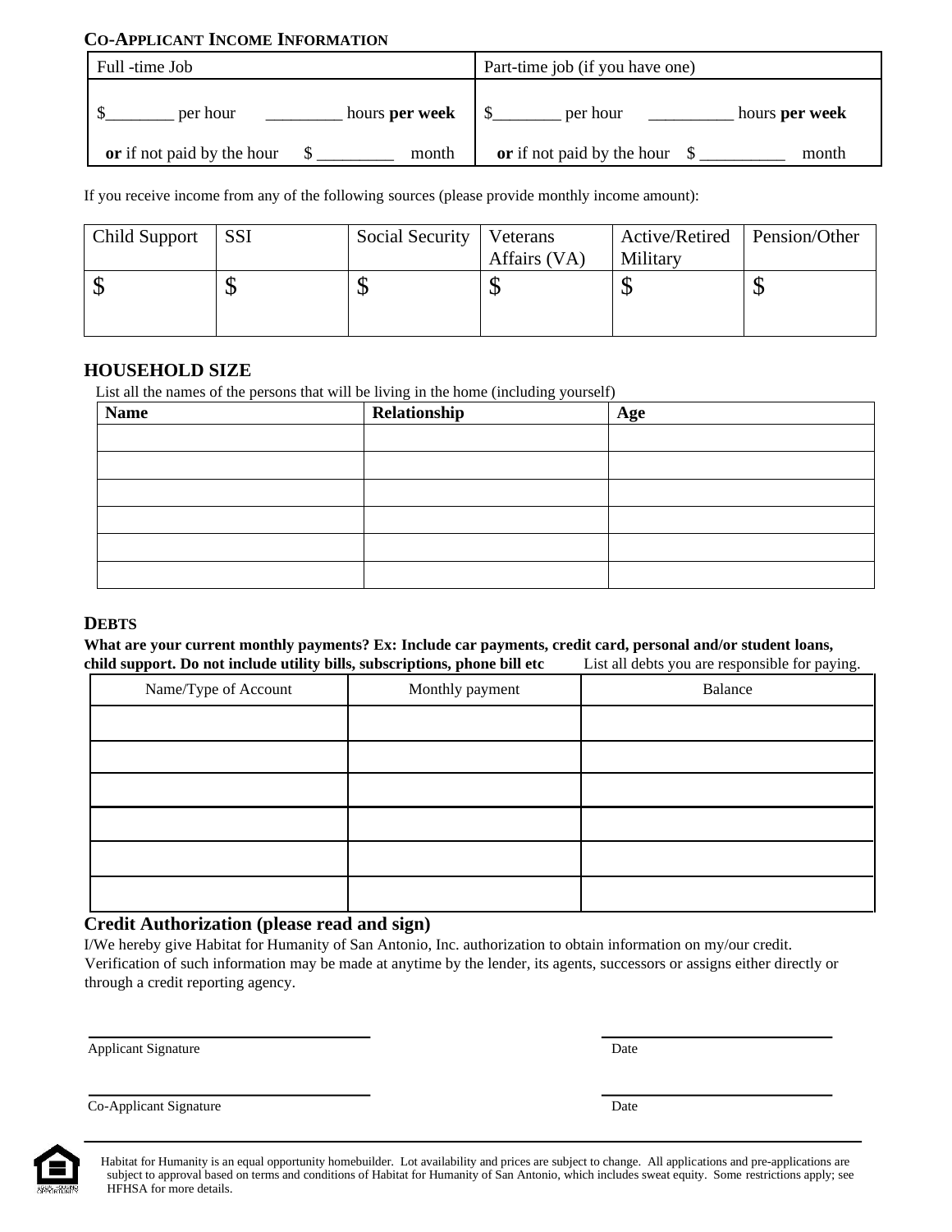## CO-APPLICANT INCOME INFORMATION

| Full -time Job | Part-time job (if you have one) |
| --- | --- |
| $________ per hour _________ hours **per week** | $________ per hour __________ hours **per week** |
| **or** if not paid by the hour $ _________ month | **or** if not paid by the hour $ __________ month |

If you receive income from any of the following sources (please provide monthly income amount):

| Child Support | SSI | Social Security | Veterans Affairs (VA) | Active/Retired Military | Pension/Other |
| --- | --- | --- | --- | --- | --- |
| $ | $ | $ | $ | $ | $ |

## HOUSEHOLD SIZE

List all the names of the persons that will be living in the home (including yourself)

| **Name** | **Relationship** | **Age** |
| --- | --- | --- |
| | | |
| | | |
| | | |
| | | |
| | | |
| | | |

## DEBTS

**What are your current monthly payments? Ex: Include car payments, credit card, personal and/or student loans, child support. Do not include utility bills, subscriptions, phone bill etc** List all debts you are responsible for paying.

| Name/Type of Account | Monthly payment | Balance |
| --- | --- | --- |
| | | |
| | | |
| | | |
| | | |
| | | |
| | | |

## Credit Authorization (please read and sign)

I/We hereby give Habitat for Humanity of San Antonio, Inc. authorization to obtain information on my/our credit. Verification of such information may be made at anytime by the lender, its agents, successors or assigns either directly or through a credit reporting agency.

___________________________________ ____________________________

Applicant Signature Date

___________________________________ ____________________________

Co-Applicant Signature Date

Habitat for Humanity is an equal opportunity homebuilder. Lot availability and prices are subject to change. All applications and pre-applications are subject to approval based on terms and conditions of Habitat for Humanity of San Antonio, which includes sweat equity. Some restrictions apply; see HFHSA for more details.